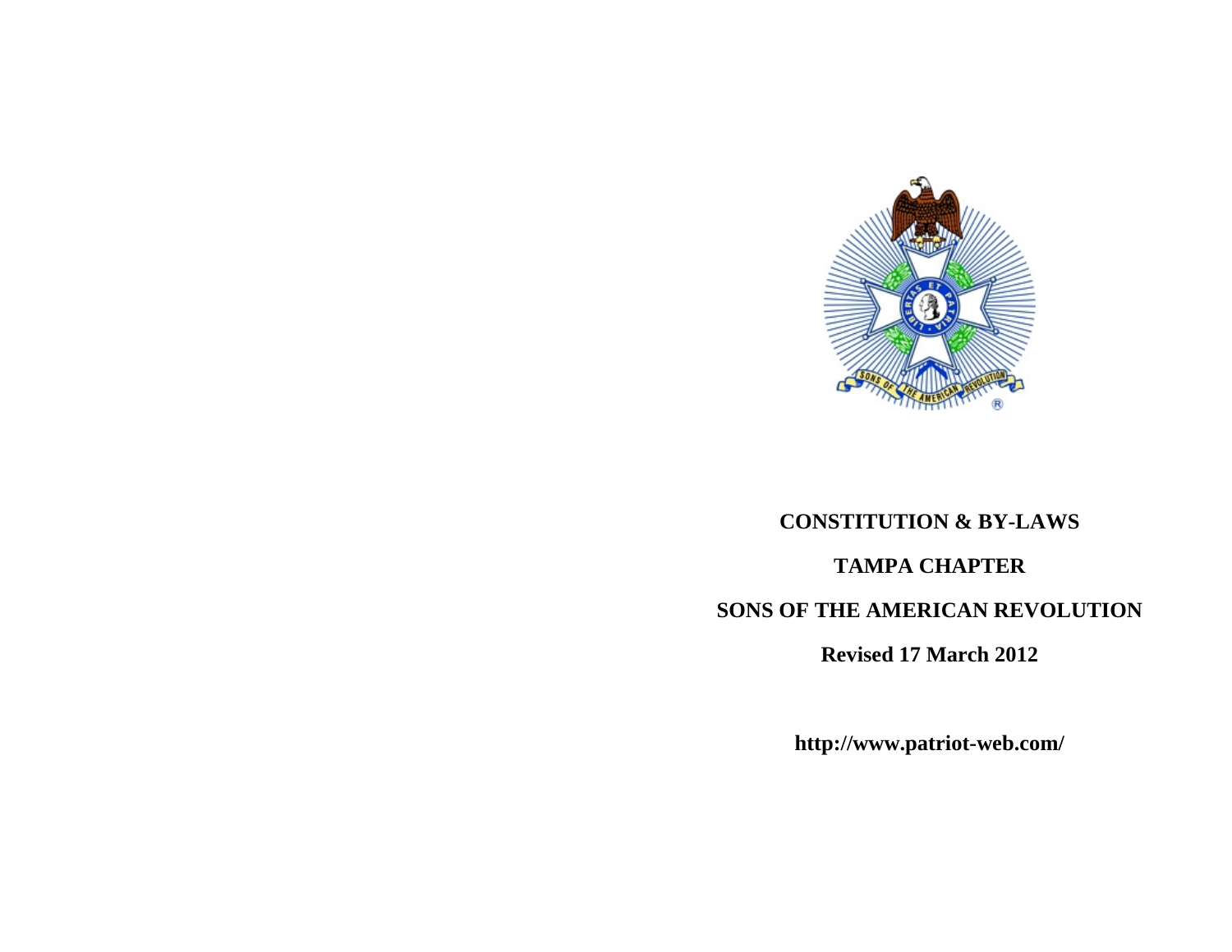# CONSTITUTION & BY-LAWS

# TAMPA CHAPTER

# SONS OF THE AMERICAN REVOLUTION

**Revised 17 March 2012**

**http://www.patriot-web.com/**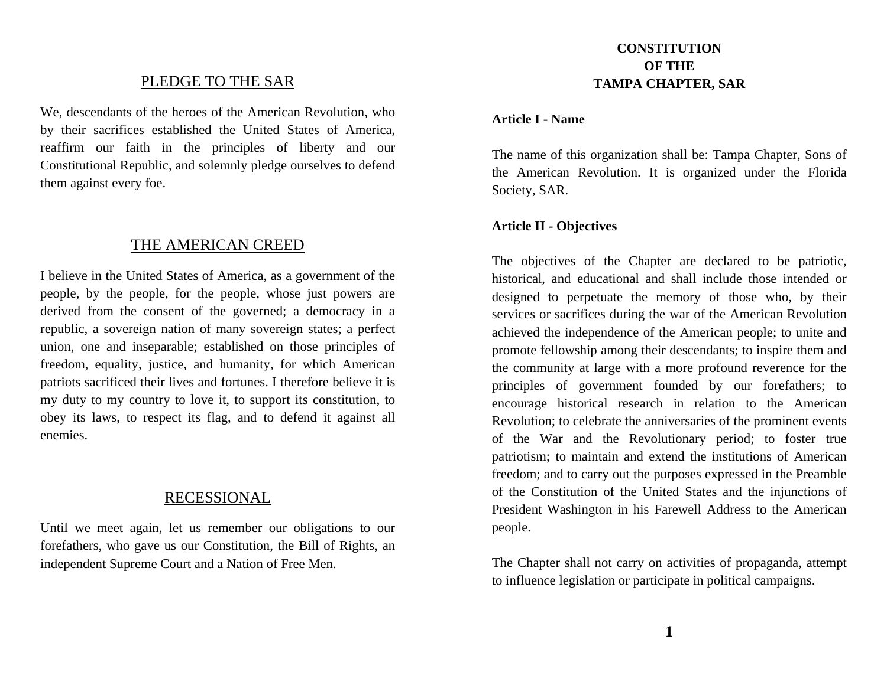## PLEDGE TO THE SAR

We, descendants of the heroes of the American Revolution, who by their sacrifices established the United States of America, reaffirm our faith in the principles of liberty and our Constitutional Republic, and solemnly pledge ourselves to defend them against every foe.

## THE AMERICAN CREED

I believe in the United States of America, as a government of the people, by the people, for the people, whose just powers are derived from the consent of the governed; a democracy in a republic, a sovereign nation of many sovereign states; a perfect union, one and inseparable; established on those principles of freedom, equality, justice, and humanity, for which American patriots sacrificed their lives and fortunes. I therefore believe it is my duty to my country to love it, to support its constitution, to obey its laws, to respect its flag, and to defend it against all enemies.

## RECESSIONAL

Until we meet again, let us remember our obligations to our forefathers, who gave us our Constitution, the Bill of Rights, an independent Supreme Court and a Nation of Free Men.

# CONSTITUTION OF THE TAMPA CHAPTER, SAR

**Article I - Name**

The name of this organization shall be: Tampa Chapter, Sons of the American Revolution. It is organized under the Florida Society, SAR.

**Article II - Objectives**

The objectives of the Chapter are declared to be patriotic, historical, and educational and shall include those intended or designed to perpetuate the memory of those who, by their services or sacrifices during the war of the American Revolution achieved the independence of the American people; to unite and promote fellowship among their descendants; to inspire them and the community at large with a more profound reverence for the principles of government founded by our forefathers; to encourage historical research in relation to the American Revolution; to celebrate the anniversaries of the prominent events of the War and the Revolutionary period; to foster true patriotism; to maintain and extend the institutions of American freedom; and to carry out the purposes expressed in the Preamble of the Constitution of the United States and the injunctions of President Washington in his Farewell Address to the American people.

The Chapter shall not carry on activities of propaganda, attempt to influence legislation or participate in political campaigns.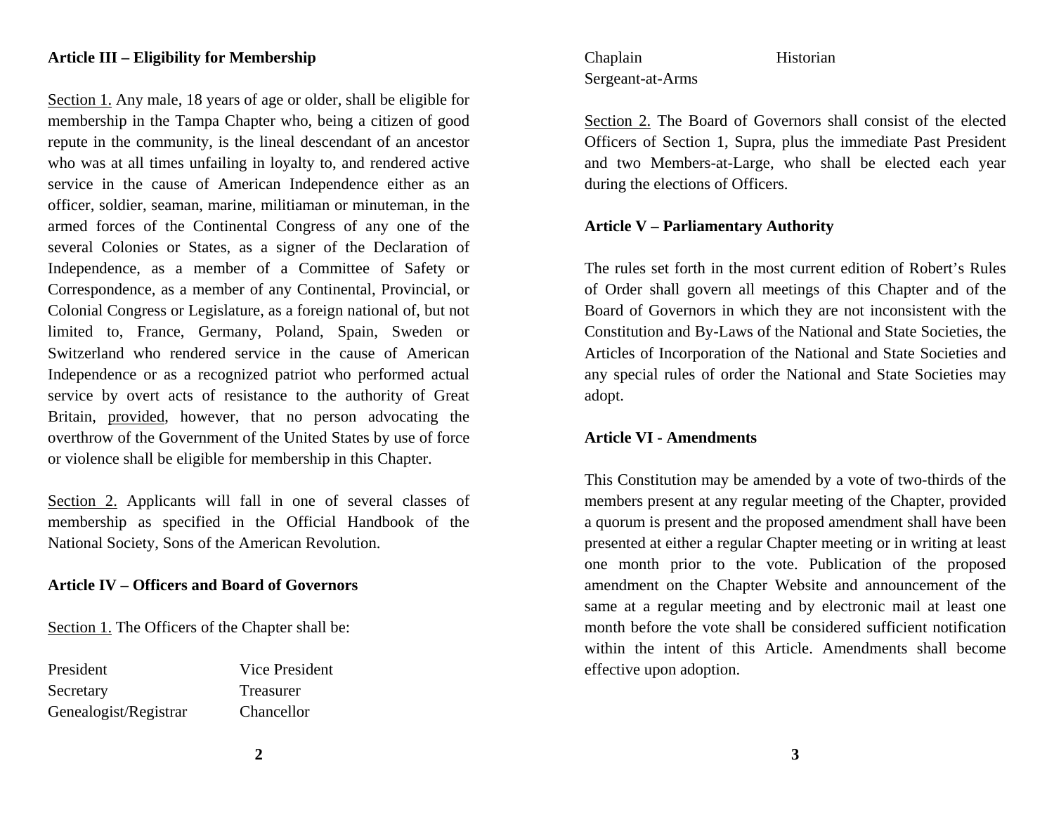## Article III – Eligibility for Membership

Section 1. Any male, 18 years of age or older, shall be eligible for membership in the Tampa Chapter who, being a citizen of good repute in the community, is the lineal descendant of an ancestor who was at all times unfailing in loyalty to, and rendered active service in the cause of American Independence either as an officer, soldier, seaman, marine, militiaman or minuteman, in the armed forces of the Continental Congress of any one of the several Colonies or States, as a signer of the Declaration of Independence, as a member of a Committee of Safety or Correspondence, as a member of any Continental, Provincial, or Colonial Congress or Legislature, as a foreign national of, but not limited to, France, Germany, Poland, Spain, Sweden or Switzerland who rendered service in the cause of American Independence or as a recognized patriot who performed actual service by overt acts of resistance to the authority of Great Britain, provided, however, that no person advocating the overthrow of the Government of the United States by use of force or violence shall be eligible for membership in this Chapter.

Section 2. Applicants will fall in one of several classes of membership as specified in the Official Handbook of the National Society, Sons of the American Revolution.

## Article IV – Officers and Board of Governors

Section 1. The Officers of the Chapter shall be:

| | |
|---|---|
| President | Vice President |
| Secretary | Treasurer |
| Genealogist/Registrar | Chancellor |
| Chaplain | Historian |
| Sergeant-at-Arms | |

Section 2. The Board of Governors shall consist of the elected Officers of Section 1, Supra, plus the immediate Past President and two Members-at-Large, who shall be elected each year during the elections of Officers.

## Article V – Parliamentary Authority

The rules set forth in the most current edition of Robert's Rules of Order shall govern all meetings of this Chapter and of the Board of Governors in which they are not inconsistent with the Constitution and By-Laws of the National and State Societies, the Articles of Incorporation of the National and State Societies and any special rules of order the National and State Societies may adopt.

## Article VI - Amendments

This Constitution may be amended by a vote of two-thirds of the members present at any regular meeting of the Chapter, provided a quorum is present and the proposed amendment shall have been presented at either a regular Chapter meeting or in writing at least one month prior to the vote. Publication of the proposed amendment on the Chapter Website and announcement of the same at a regular meeting and by electronic mail at least one month before the vote shall be considered sufficient notification within the intent of this Article. Amendments shall become effective upon adoption.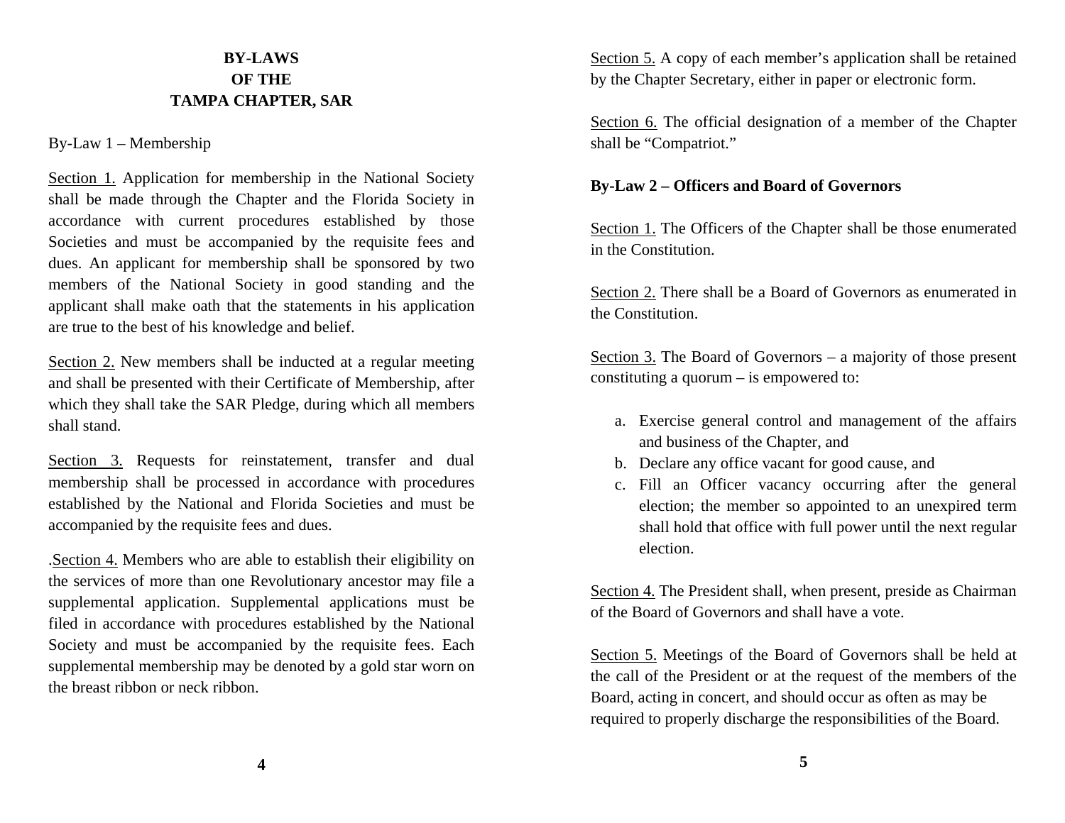# BY-LAWS
# OF THE
# TAMPA CHAPTER, SAR

By-Law 1 – Membership

Section 1. Application for membership in the National Society shall be made through the Chapter and the Florida Society in accordance with current procedures established by those Societies and must be accompanied by the requisite fees and dues. An applicant for membership shall be sponsored by two members of the National Society in good standing and the applicant shall make oath that the statements in his application are true to the best of his knowledge and belief.

Section 2. New members shall be inducted at a regular meeting and shall be presented with their Certificate of Membership, after which they shall take the SAR Pledge, during which all members shall stand.

Section 3. Requests for reinstatement, transfer and dual membership shall be processed in accordance with procedures established by the National and Florida Societies and must be accompanied by the requisite fees and dues.

.Section 4. Members who are able to establish their eligibility on the services of more than one Revolutionary ancestor may file a supplemental application. Supplemental applications must be filed in accordance with procedures established by the National Society and must be accompanied by the requisite fees. Each supplemental membership may be denoted by a gold star worn on the breast ribbon or neck ribbon.

Section 5. A copy of each member's application shall be retained by the Chapter Secretary, either in paper or electronic form.

Section 6. The official designation of a member of the Chapter shall be "Compatriot."

**By-Law 2 – Officers and Board of Governors**

Section 1. The Officers of the Chapter shall be those enumerated in the Constitution.

Section 2. There shall be a Board of Governors as enumerated in the Constitution.

Section 3. The Board of Governors – a majority of those present constituting a quorum – is empowered to:

a. Exercise general control and management of the affairs and business of the Chapter, and
b. Declare any office vacant for good cause, and
c. Fill an Officer vacancy occurring after the general election; the member so appointed to an unexpired term shall hold that office with full power until the next regular election.

Section 4. The President shall, when present, preside as Chairman of the Board of Governors and shall have a vote.

Section 5. Meetings of the Board of Governors shall be held at the call of the President or at the request of the members of the Board, acting in concert, and should occur as often as may be required to properly discharge the responsibilities of the Board.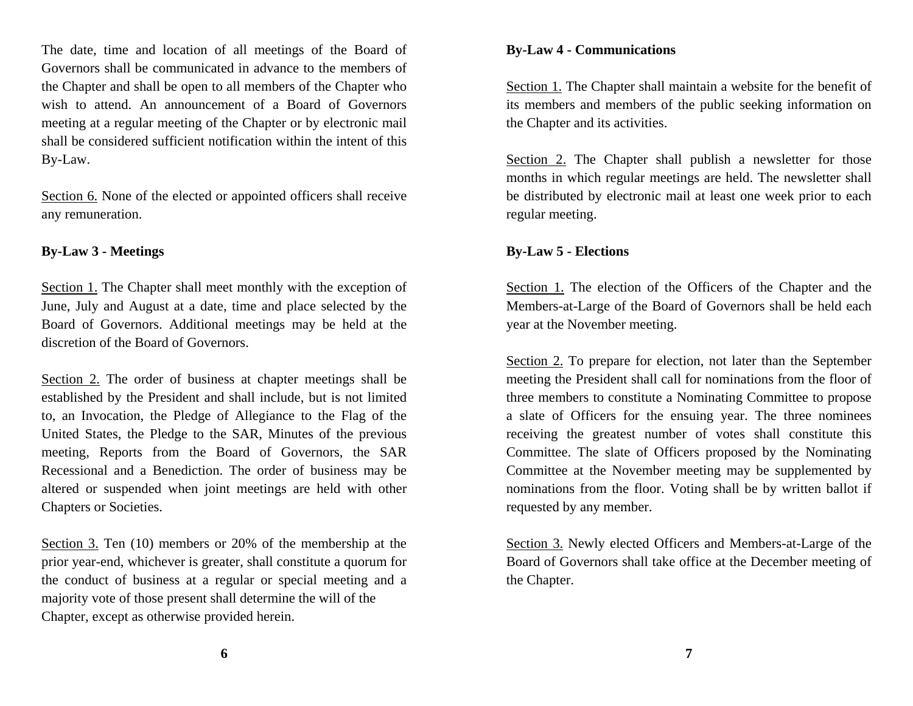The date, time and location of all meetings of the Board of Governors shall be communicated in advance to the members of the Chapter and shall be open to all members of the Chapter who wish to attend. An announcement of a Board of Governors meeting at a regular meeting of the Chapter or by electronic mail shall be considered sufficient notification within the intent of this By-Law.

Section 6. None of the elected or appointed officers shall receive any remuneration.

**By-Law 3 - Meetings**

Section 1. The Chapter shall meet monthly with the exception of June, July and August at a date, time and place selected by the Board of Governors. Additional meetings may be held at the discretion of the Board of Governors.

Section 2. The order of business at chapter meetings shall be established by the President and shall include, but is not limited to, an Invocation, the Pledge of Allegiance to the Flag of the United States, the Pledge to the SAR, Minutes of the previous meeting, Reports from the Board of Governors, the SAR Recessional and a Benediction. The order of business may be altered or suspended when joint meetings are held with other Chapters or Societies.

Section 3. Ten (10) members or 20% of the membership at the prior year-end, whichever is greater, shall constitute a quorum for the conduct of business at a regular or special meeting and a majority vote of those present shall determine the will of the Chapter, except as otherwise provided herein.

**By-Law 4 - Communications**

Section 1. The Chapter shall maintain a website for the benefit of its members and members of the public seeking information on the Chapter and its activities.

Section 2. The Chapter shall publish a newsletter for those months in which regular meetings are held. The newsletter shall be distributed by electronic mail at least one week prior to each regular meeting.

**By-Law 5 - Elections**

Section 1. The election of the Officers of the Chapter and the Members-at-Large of the Board of Governors shall be held each year at the November meeting.

Section 2. To prepare for election, not later than the September meeting the President shall call for nominations from the floor of three members to constitute a Nominating Committee to propose a slate of Officers for the ensuing year. The three nominees receiving the greatest number of votes shall constitute this Committee. The slate of Officers proposed by the Nominating Committee at the November meeting may be supplemented by nominations from the floor. Voting shall be by written ballot if requested by any member.

Section 3. Newly elected Officers and Members-at-Large of the Board of Governors shall take office at the December meeting of the Chapter.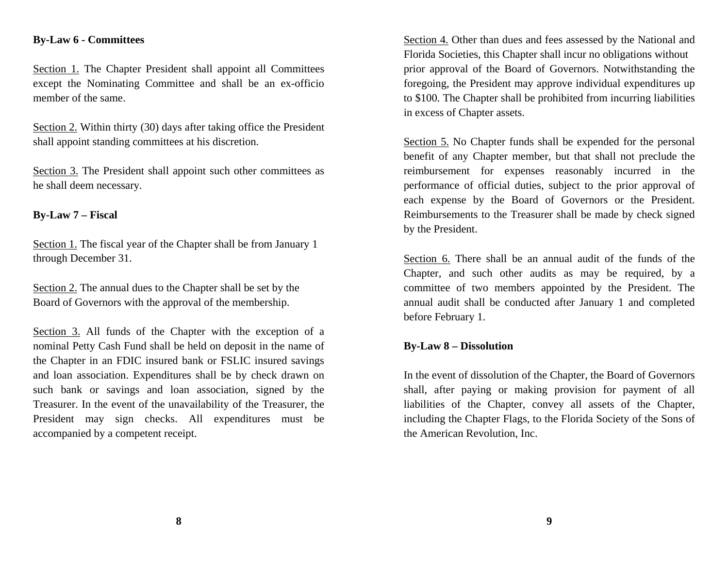**By-Law 6 - Committees**

Section 1. The Chapter President shall appoint all Committees except the Nominating Committee and shall be an ex-officio member of the same.

Section 2. Within thirty (30) days after taking office the President shall appoint standing committees at his discretion.

Section 3. The President shall appoint such other committees as he shall deem necessary.

**By-Law 7 – Fiscal**

Section 1. The fiscal year of the Chapter shall be from January 1 through December 31.

Section 2. The annual dues to the Chapter shall be set by the Board of Governors with the approval of the membership.

Section 3. All funds of the Chapter with the exception of a nominal Petty Cash Fund shall be held on deposit in the name of the Chapter in an FDIC insured bank or FSLIC insured savings and loan association. Expenditures shall be by check drawn on such bank or savings and loan association, signed by the Treasurer. In the event of the unavailability of the Treasurer, the President may sign checks. All expenditures must be accompanied by a competent receipt.

Section 4. Other than dues and fees assessed by the National and Florida Societies, this Chapter shall incur no obligations without prior approval of the Board of Governors. Notwithstanding the foregoing, the President may approve individual expenditures up to $100. The Chapter shall be prohibited from incurring liabilities in excess of Chapter assets.

Section 5. No Chapter funds shall be expended for the personal benefit of any Chapter member, but that shall not preclude the reimbursement for expenses reasonably incurred in the performance of official duties, subject to the prior approval of each expense by the Board of Governors or the President. Reimbursements to the Treasurer shall be made by check signed by the President.

Section 6. There shall be an annual audit of the funds of the Chapter, and such other audits as may be required, by a committee of two members appointed by the President. The annual audit shall be conducted after January 1 and completed before February 1.

**By-Law 8 – Dissolution**

In the event of dissolution of the Chapter, the Board of Governors shall, after paying or making provision for payment of all liabilities of the Chapter, convey all assets of the Chapter, including the Chapter Flags, to the Florida Society of the Sons of the American Revolution, Inc.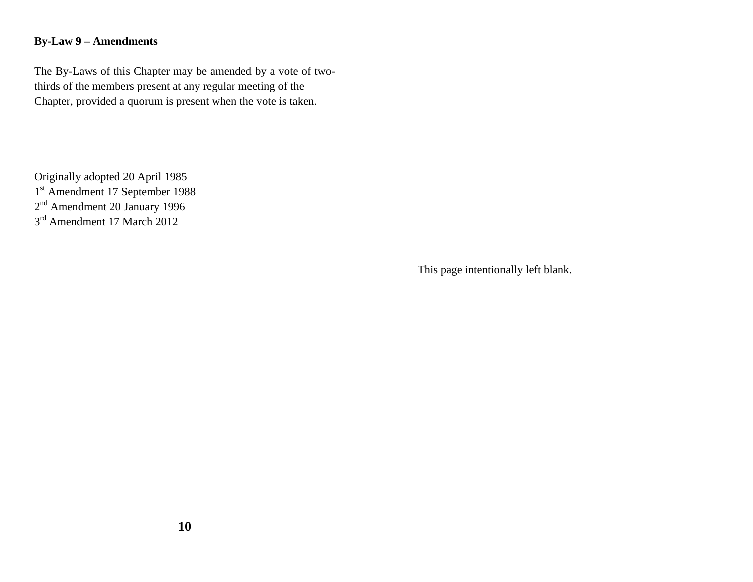**By-Law 9 – Amendments**

The By-Laws of this Chapter may be amended by a vote of two-thirds of the members present at any regular meeting of the Chapter, provided a quorum is present when the vote is taken.

Originally adopted 20 April 1985
1st Amendment 17 September 1988
2nd Amendment 20 January 1996
3rd Amendment 17 March 2012

This page intentionally left blank.